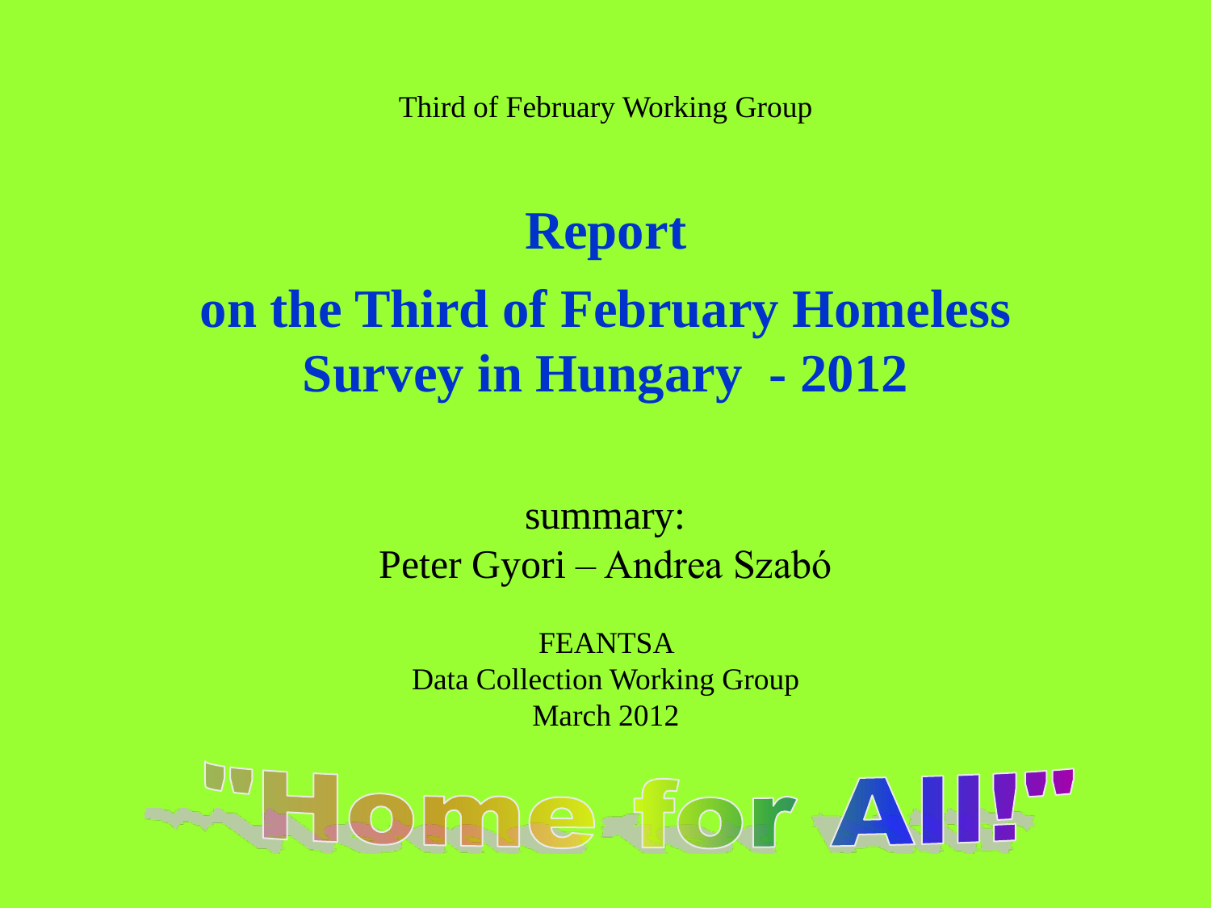Third of February Working Group

# Report

# on the Third of February Homeless Survey in Hungary - 2012

summary:
Peter Gyori – Andrea Szabó

FEANTSA
Data Collection Working Group
March 2012

"Home for All!"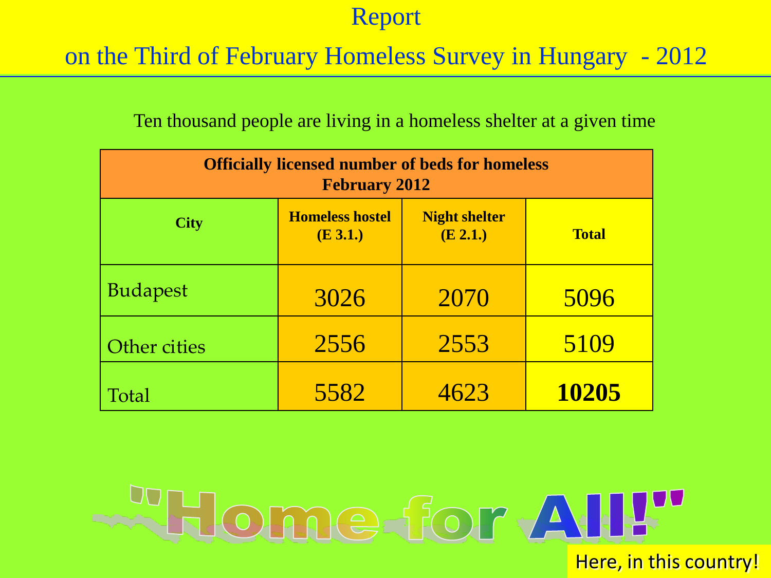# Report

## on the Third of February Homeless Survey in Hungary - 2012

Ten thousand people are living in a homeless shelter at a given time

| **Officially licensed number of beds for homeless February 2012** | | | |
|---|---|---|---|
| **City** | **Homeless hostel (E 3.1.)** | **Night shelter (E 2.1.)** | **Total** |
| Budapest | 3026 | 2070 | 5096 |
| Other cities | 2556 | 2553 | 5109 |
| Total | 5582 | 4623 | **10205** |

"Home for All!"

Here, in this country!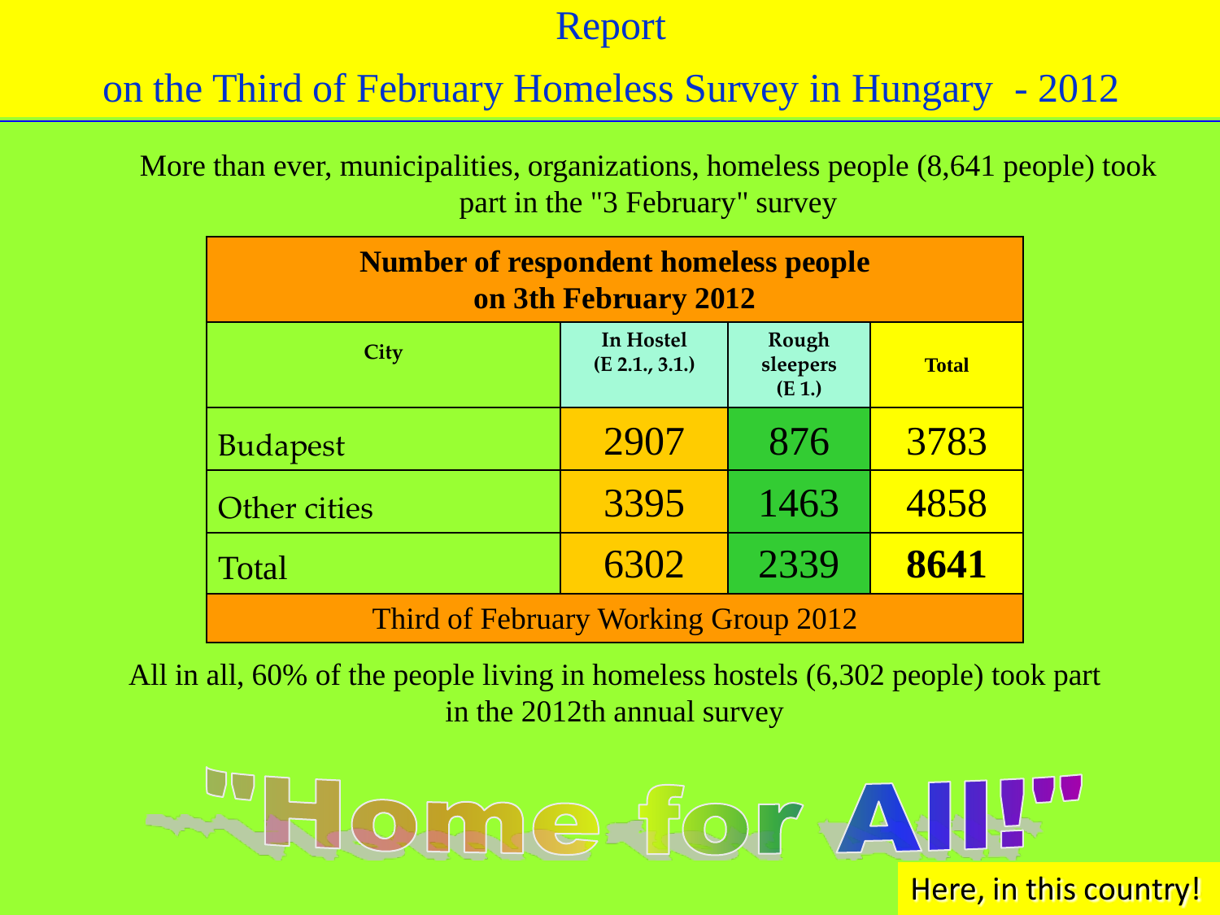# Report

## on the Third of February Homeless Survey in Hungary - 2012

More than ever, municipalities, organizations, homeless people (8,641 people) took part in the "3 February" survey

| Number of respondent homeless people on 3th February 2012 | | | |
|---|---|---|---|
| City | In Hostel (E 2.1., 3.1.) | Rough sleepers (E 1.) | Total |
| Budapest | 2907 | 876 | 3783 |
| Other cities | 3395 | 1463 | 4858 |
| Total | 6302 | 2339 | **8641** |
| Third of February Working Group 2012 | | | |

All in all, 60% of the people living in homeless hostels (6,302 people) took part in the 2012th annual survey

"Home for All!"

Here, in this country!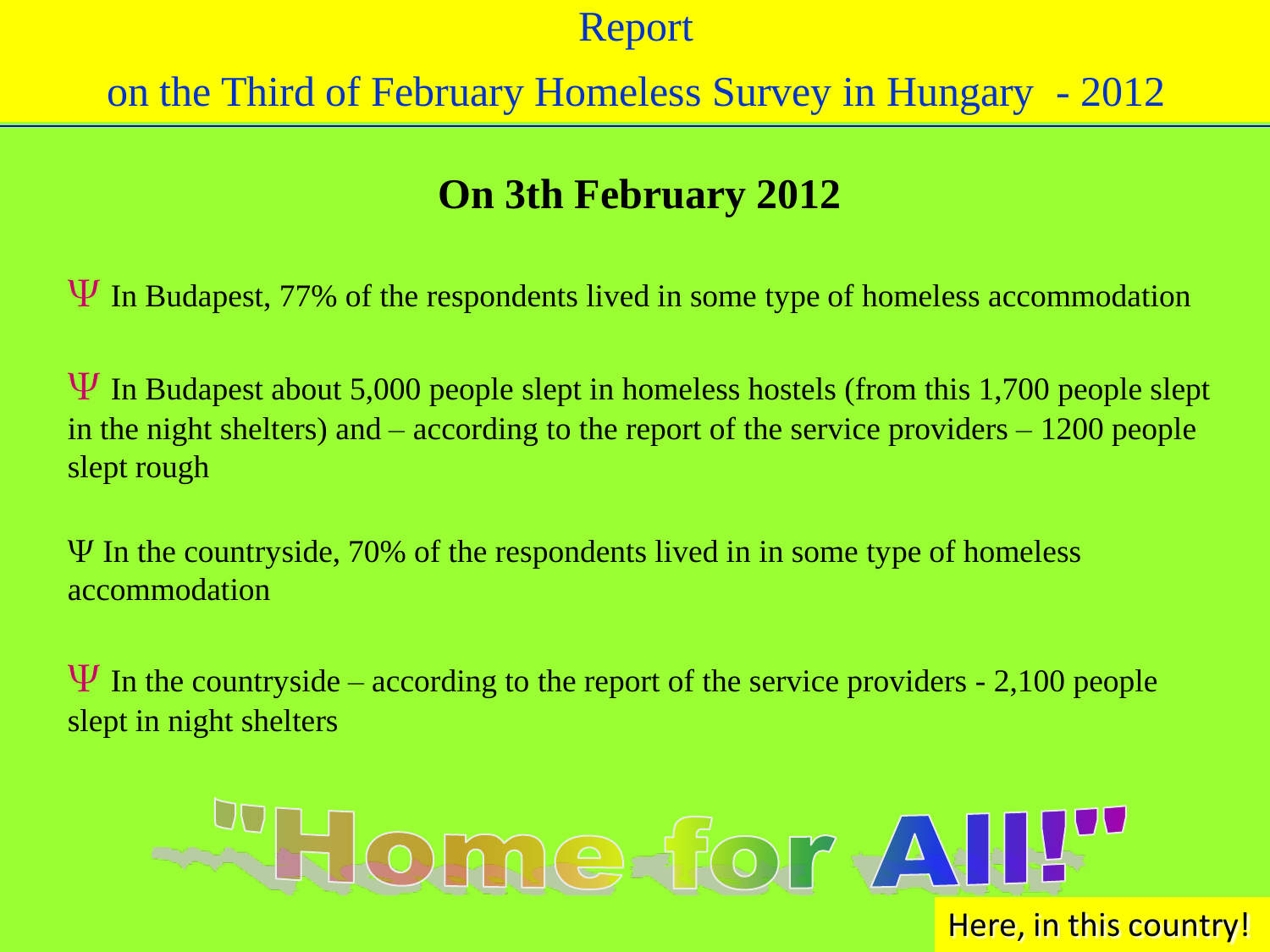Report

on the Third of February Homeless Survey in Hungary - 2012

## On 3th February 2012

- In Budapest, 77% of the respondents lived in some type of homeless accommodation

- In Budapest about 5,000 people slept in homeless hostels (from this 1,700 people slept in the night shelters) and – according to the report of the service providers – 1200 people slept rough

- In the countryside, 70% of the respondents lived in in some type of homeless accommodation

- In the countryside – according to the report of the service providers - 2,100 people slept in night shelters

"Home for All!"

Here, in this country!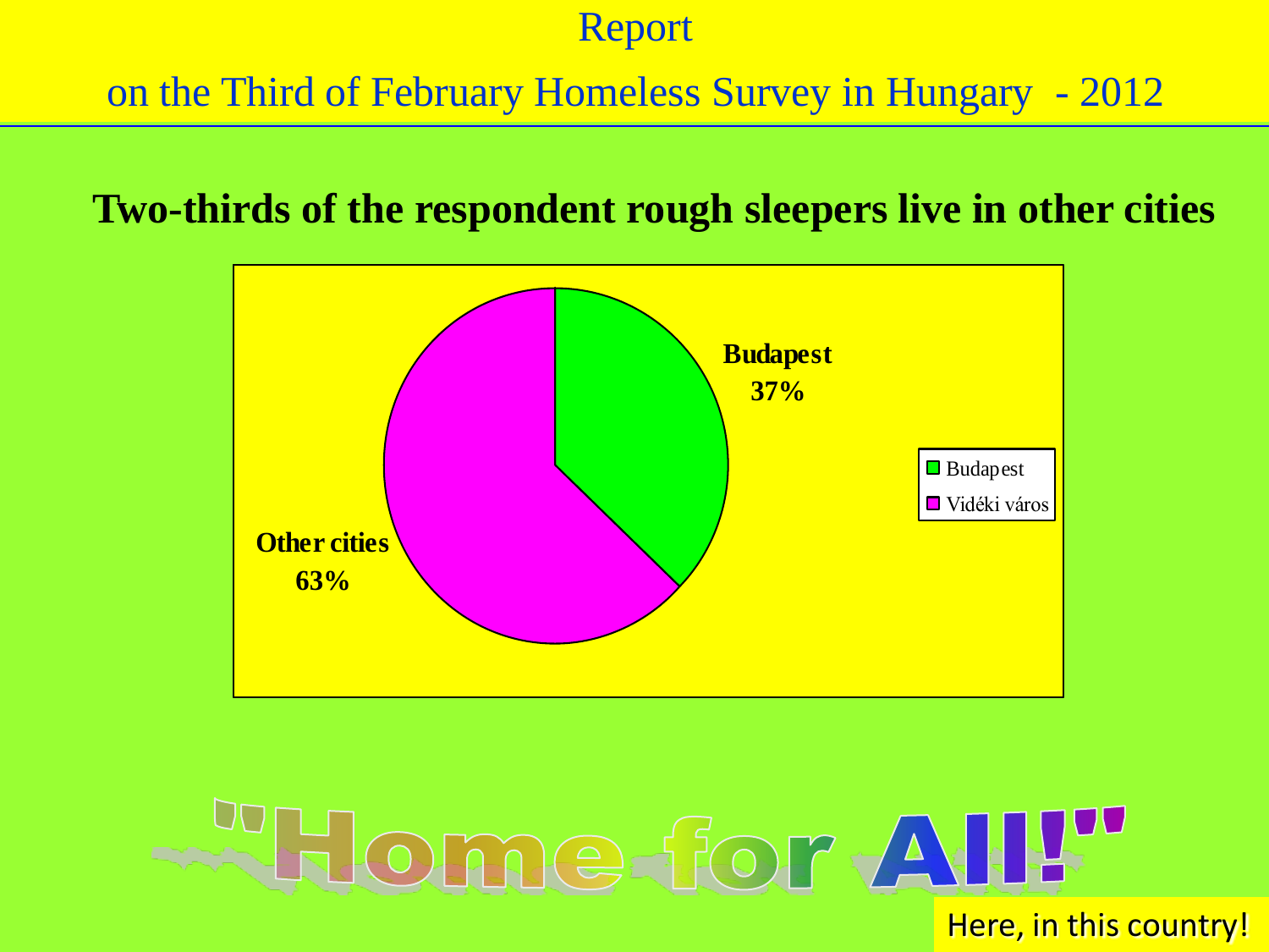# Report

## on the Third of February Homeless Survey in Hungary - 2012

**Two-thirds of the respondent rough sleepers live in other cities**

Budapest 37%

Other cities 63%

- Budapest
- Vidéki város

"Home for All!"

Here, in this country!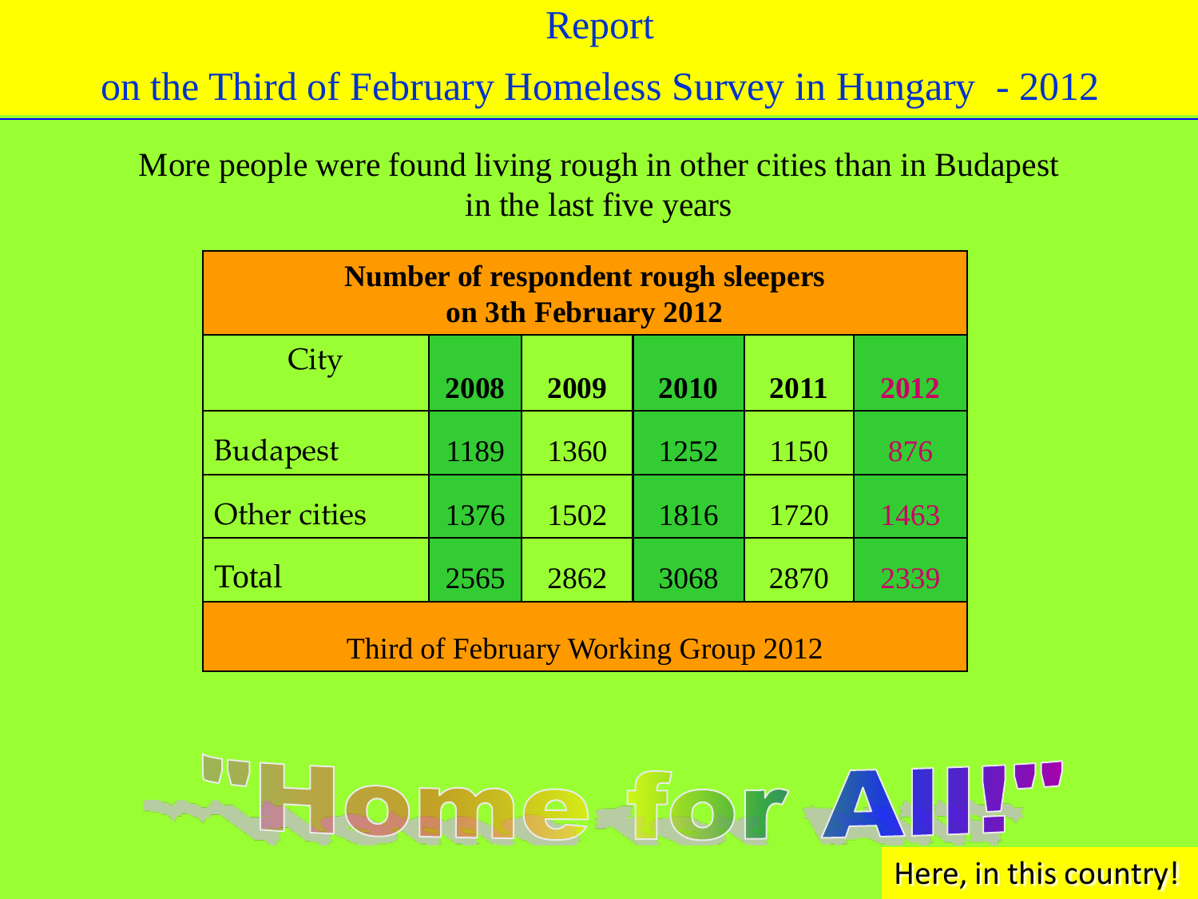# Report

## on the Third of February Homeless Survey in Hungary - 2012

More people were found living rough in other cities than in Budapest in the last five years

| Number of respondent rough sleepers on 3th February 2012 | | | | | |
|---|---|---|---|---|---|
| City | **2008** | **2009** | **2010** | **2011** | **2012** |
| Budapest | 1189 | 1360 | 1252 | 1150 | 876 |
| Other cities | 1376 | 1502 | 1816 | 1720 | 1463 |
| Total | 2565 | 2862 | 3068 | 2870 | 2339 |
| Third of February Working Group 2012 | | | | | |

"Home for All!"

Here, in this country!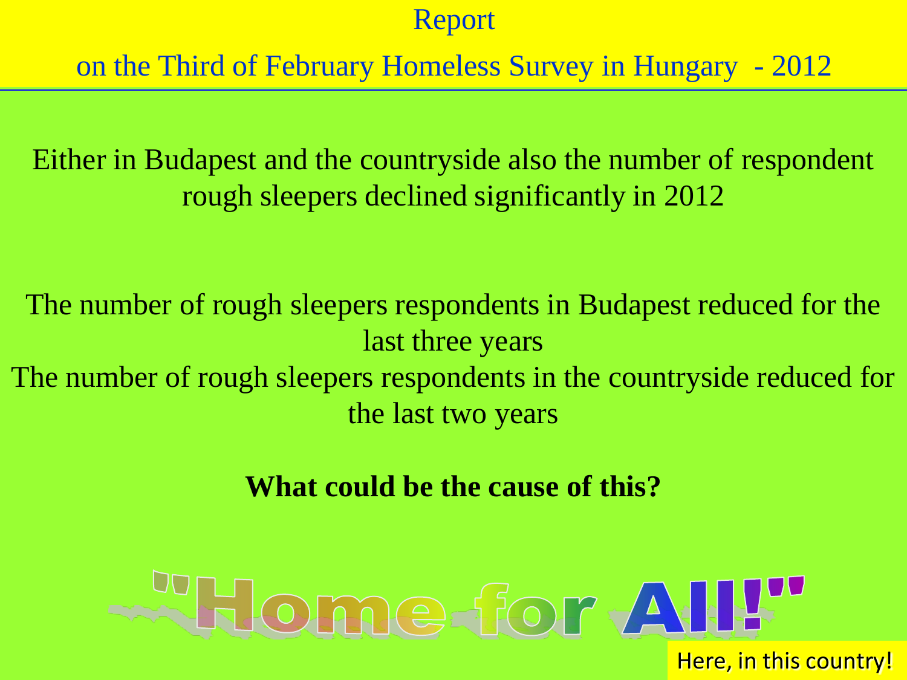Either in Budapest and the countryside also the number of respondent rough sleepers declined significantly in 2012

The number of rough sleepers respondents in Budapest reduced for the last three years

The number of rough sleepers respondents in the countryside reduced for the last two years

**What could be the cause of this?**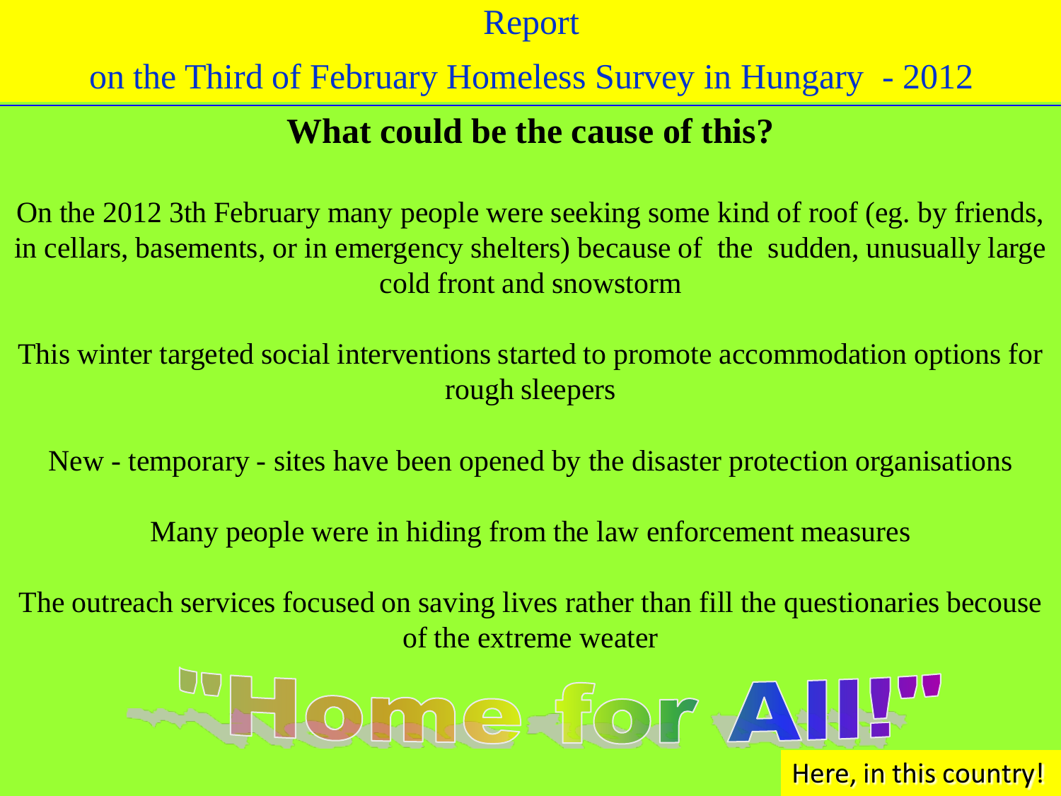Report

on the Third of February Homeless Survey in Hungary - 2012

## What could be the cause of this?

On the 2012 3th February many people were seeking some kind of roof (eg. by friends, in cellars, basements, or in emergency shelters) because of the sudden, unusually large cold front and snowstorm

This winter targeted social interventions started to promote accommodation options for rough sleepers

New - temporary - sites have been opened by the disaster protection organisations

Many people were in hiding from the law enforcement measures

The outreach services focused on saving lives rather than fill the questionaries becouse of the extreme weater

"Home for All!"

Here, in this country!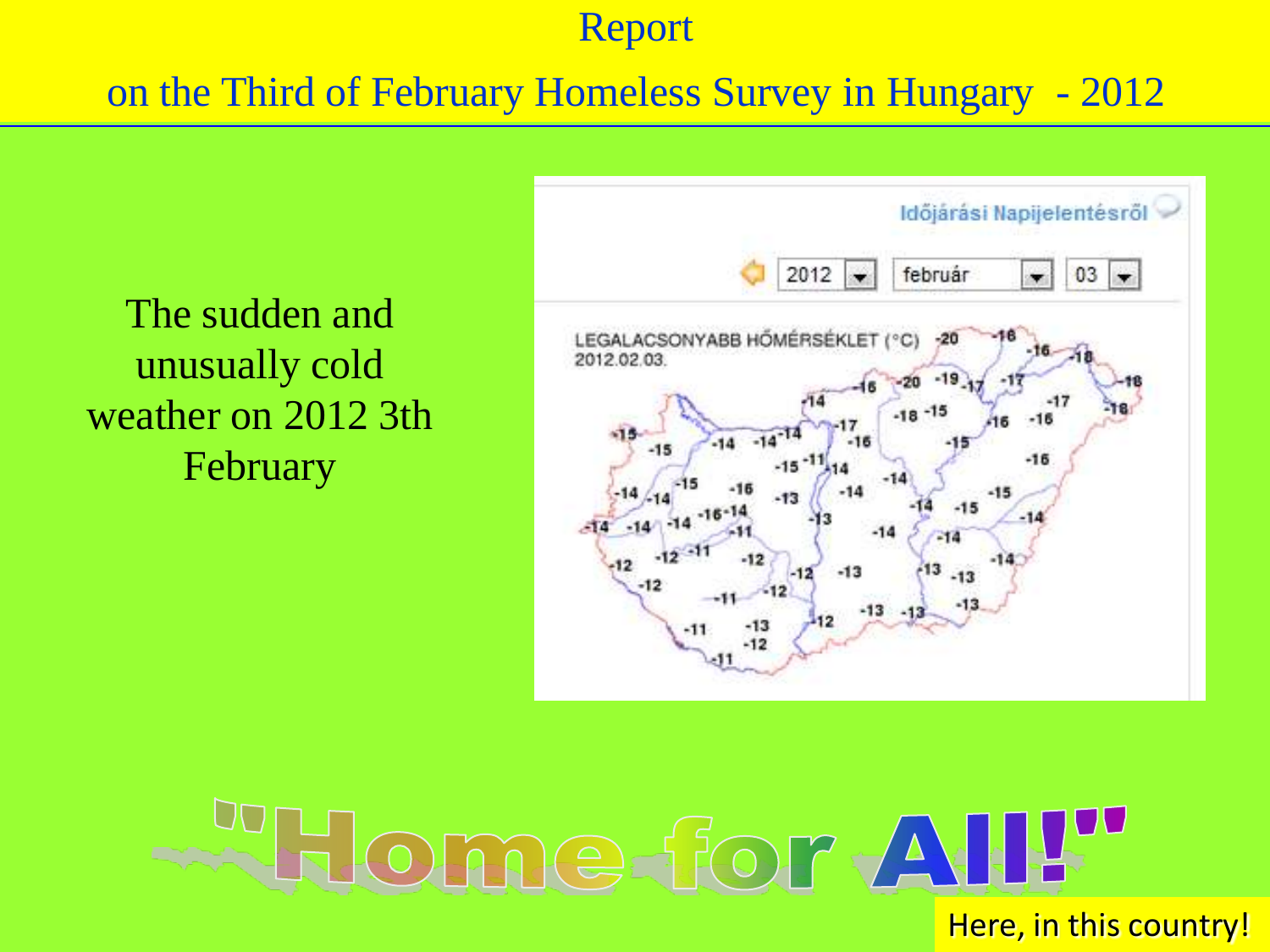# Report

## on the Third of February Homeless Survey in Hungary - 2012

The sudden and unusually cold weather on 2012 3th February

Időjárási Napijelentésről

2012 február 03

LEGALACSONYABB HŐMÉRSÉKLET (°C)
2012.02.03.

"Home for All!"

Here, in this country!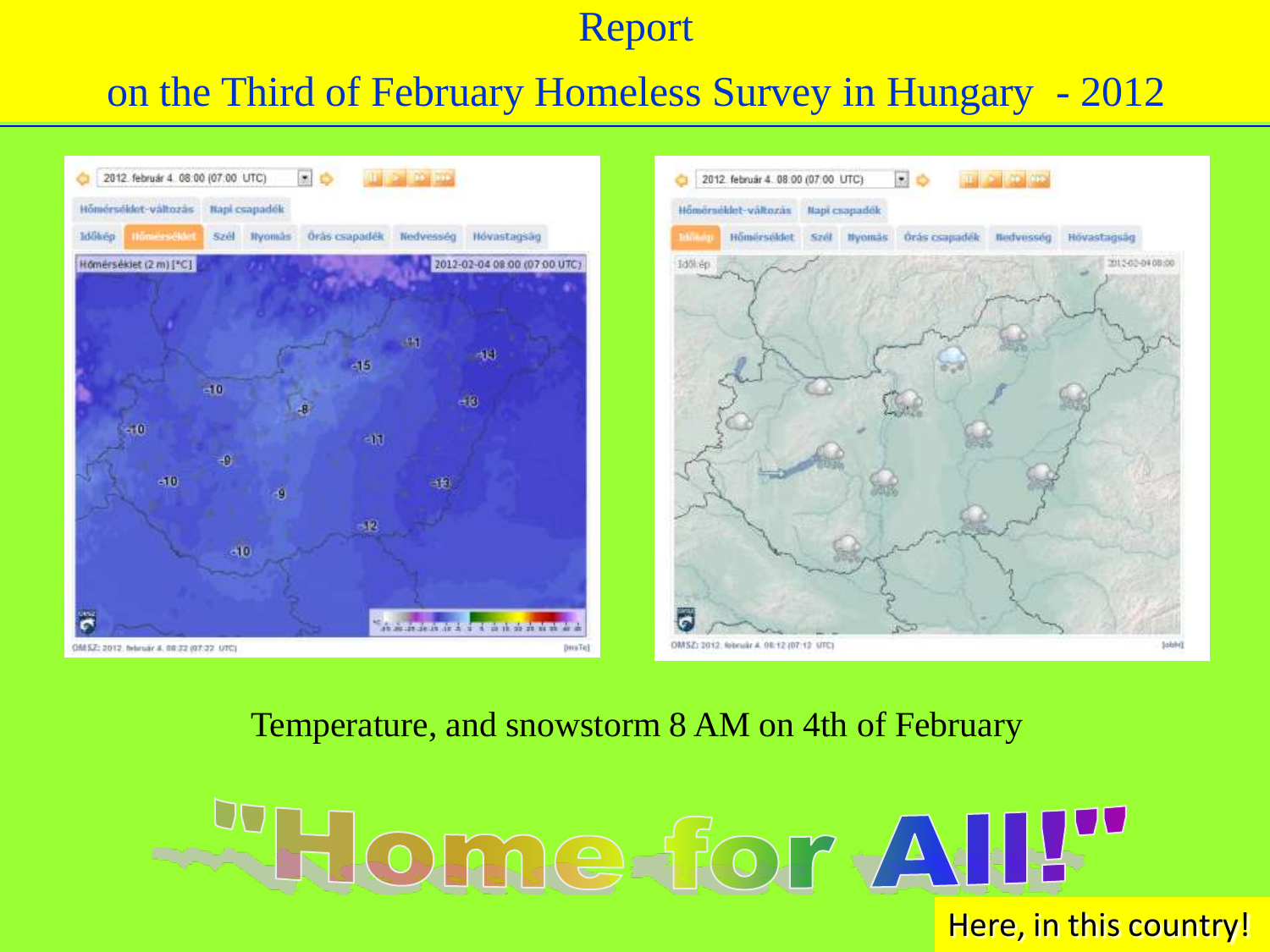# Report

## on the Third of February Homeless Survey in Hungary - 2012

Temperature, and snowstorm 8 AM on 4th of February

"Home for All!"

Here, in this country!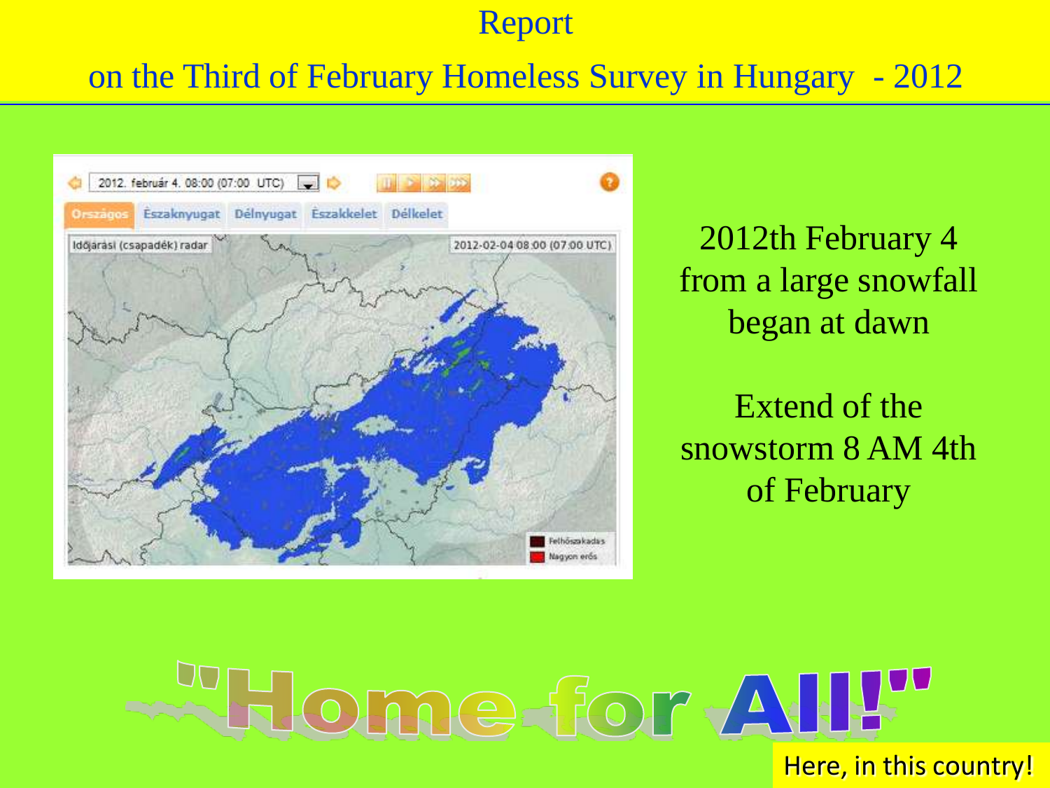# Report

## on the Third of February Homeless Survey in Hungary - 2012

2012th February 4 from a large snowfall began at dawn

Extend of the snowstorm 8 AM 4th of February

"Home for All!"

Here, in this country!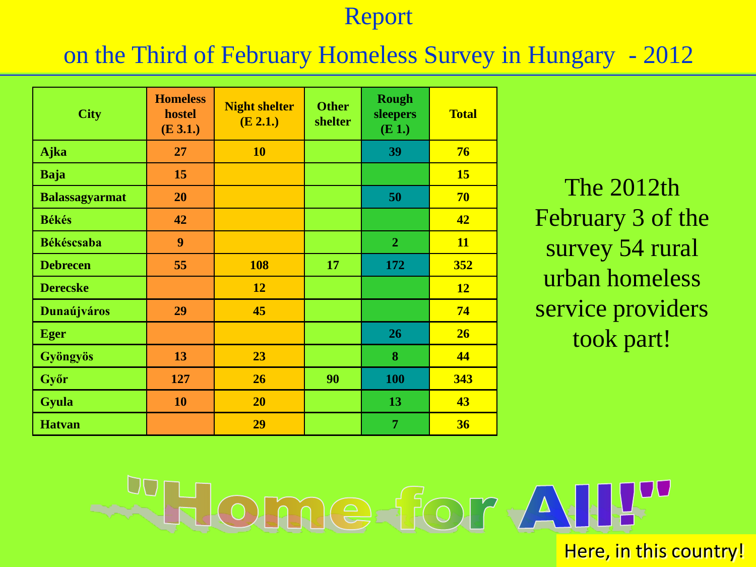# Report

## on the Third of February Homeless Survey in Hungary - 2012

| City | Homeless hostel (E 3.1.) | Night shelter (E 2.1.) | Other shelter | Rough sleepers (E 1.) | Total |
|---|---|---|---|---|---|
| Ajka | 27 | 10 | | 39 | 76 |
| Baja | 15 | | | | 15 |
| Balassagyarmat | 20 | | | 50 | 70 |
| Békés | 42 | | | | 42 |
| Békéscsaba | 9 | | | 2 | 11 |
| Debrecen | 55 | 108 | 17 | 172 | 352 |
| Derecske | | 12 | | | 12 |
| Dunaújváros | 29 | 45 | | | 74 |
| Eger | | | | 26 | 26 |
| Gyöngyös | 13 | 23 | | 8 | 44 |
| Győr | 127 | 26 | 90 | 100 | 343 |
| Gyula | 10 | 20 | | 13 | 43 |
| Hatvan | | 29 | | 7 | 36 |

The 2012th February 3 of the survey 54 rural urban homeless service providers took part!

"Home for All!"

Here, in this country!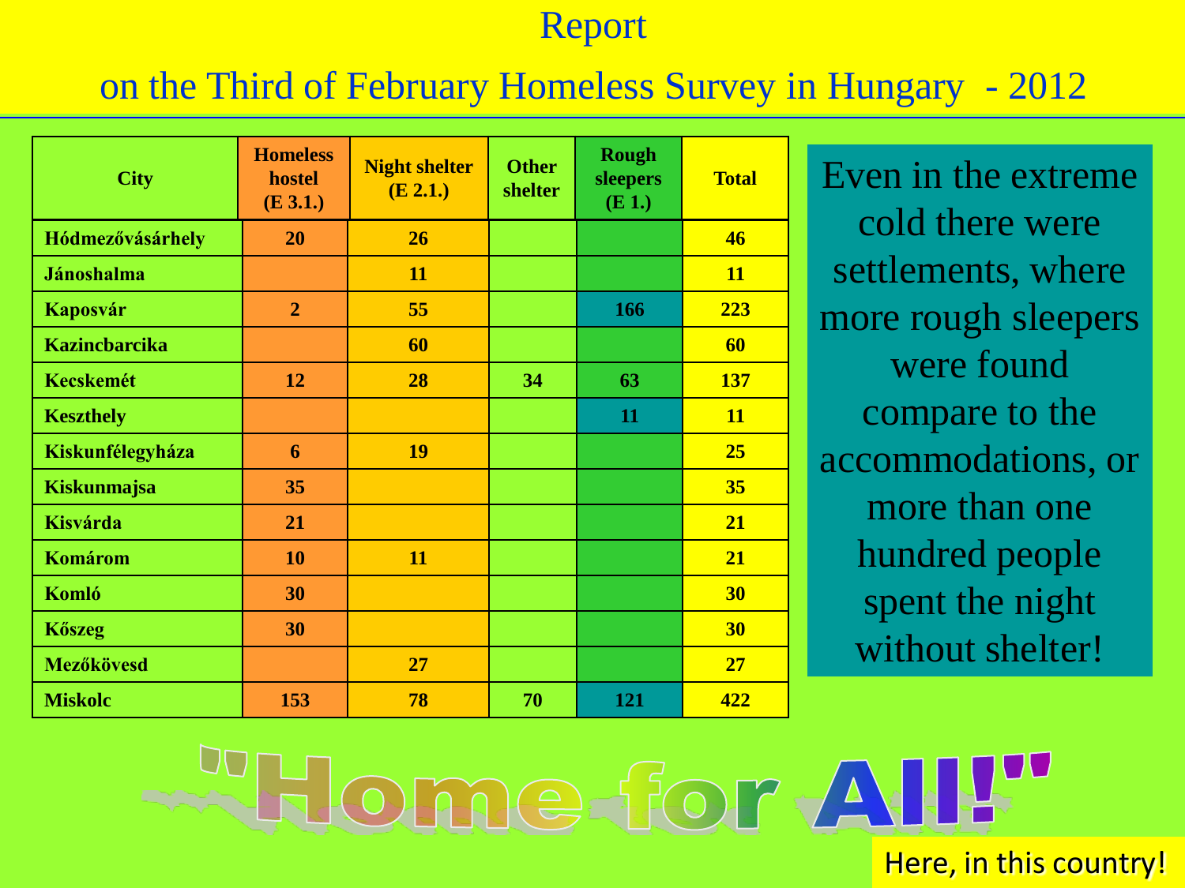# Report

## on the Third of February Homeless Survey in Hungary - 2012

| City | Homeless hostel (E 3.1.) | Night shelter (E 2.1.) | Other shelter | Rough sleepers (E 1.) | Total |
|---|---|---|---|---|---|
| Hódmezővásárhely | 20 | 26 | | | 46 |
| Jánoshalma | | 11 | | | 11 |
| Kaposvár | 2 | 55 | | 166 | 223 |
| Kazincbarcika | | 60 | | | 60 |
| Kecskemét | 12 | 28 | 34 | 63 | 137 |
| Keszthely | | | | 11 | 11 |
| Kiskunfélegyháza | 6 | 19 | | | 25 |
| Kiskunmajsa | 35 | | | | 35 |
| Kisvárda | 21 | | | | 21 |
| Komárom | 10 | 11 | | | 21 |
| Komló | 30 | | | | 30 |
| Kőszeg | 30 | | | | 30 |
| Mezőkövesd | | 27 | | | 27 |
| Miskolc | 153 | 78 | 70 | 121 | 422 |

Even in the extreme cold there were settlements, where more rough sleepers were found compare to the accommodations, or more than one hundred people spent the night without shelter!

"Home for All!"

Here, in this country!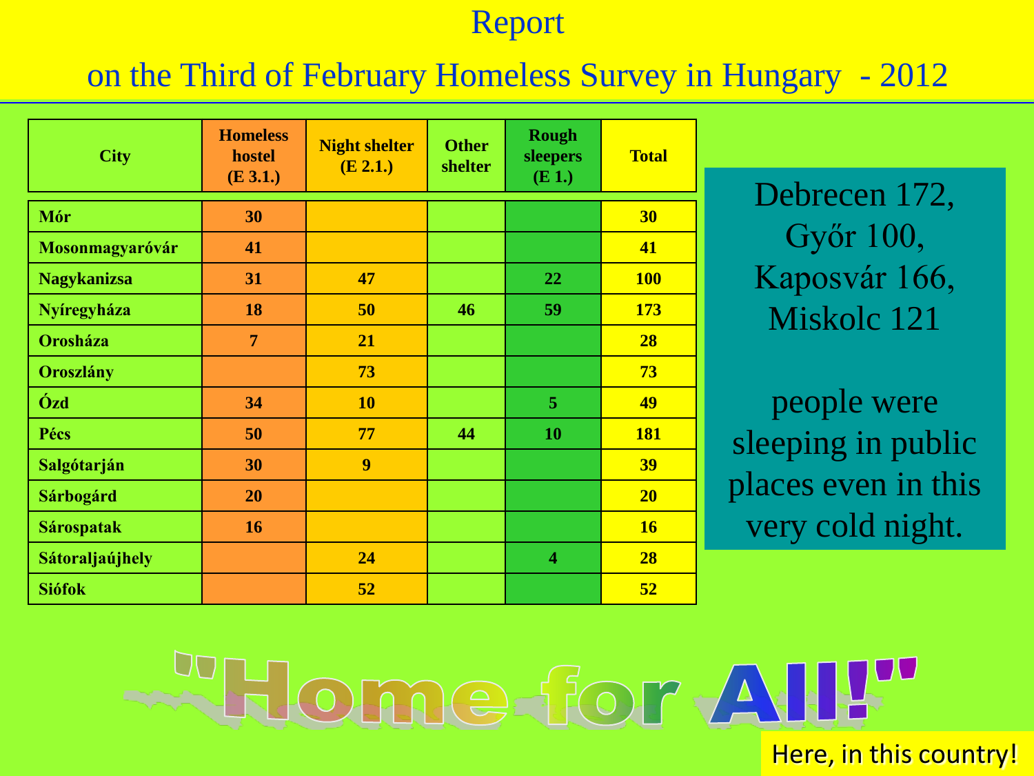# Report

## on the Third of February Homeless Survey in Hungary - 2012

| City | Homeless hostel (E 3.1.) | Night shelter (E 2.1.) | Other shelter | Rough sleepers (E 1.) | Total |
|---|---|---|---|---|---|
| Mór | 30 | | | | 30 |
| Mosonmagyaróvár | 41 | | | | 41 |
| Nagykanizsa | 31 | 47 | | 22 | 100 |
| Nyíregyháza | 18 | 50 | 46 | 59 | 173 |
| Orosháza | 7 | 21 | | | 28 |
| Oroszlány | | 73 | | | 73 |
| Ózd | 34 | 10 | | 5 | 49 |
| Pécs | 50 | 77 | 44 | 10 | 181 |
| Salgótarján | 30 | 9 | | | 39 |
| Sárbogárd | 20 | | | | 20 |
| Sárospatak | 16 | | | | 16 |
| Sátoraljaújhely | | 24 | | 4 | 28 |
| Siófok | | 52 | | | 52 |

Debrecen 172, Győr 100, Kaposvár 166, Miskolc 121

people were sleeping in public places even in this very cold night.

"Home for All!"

Here, in this country!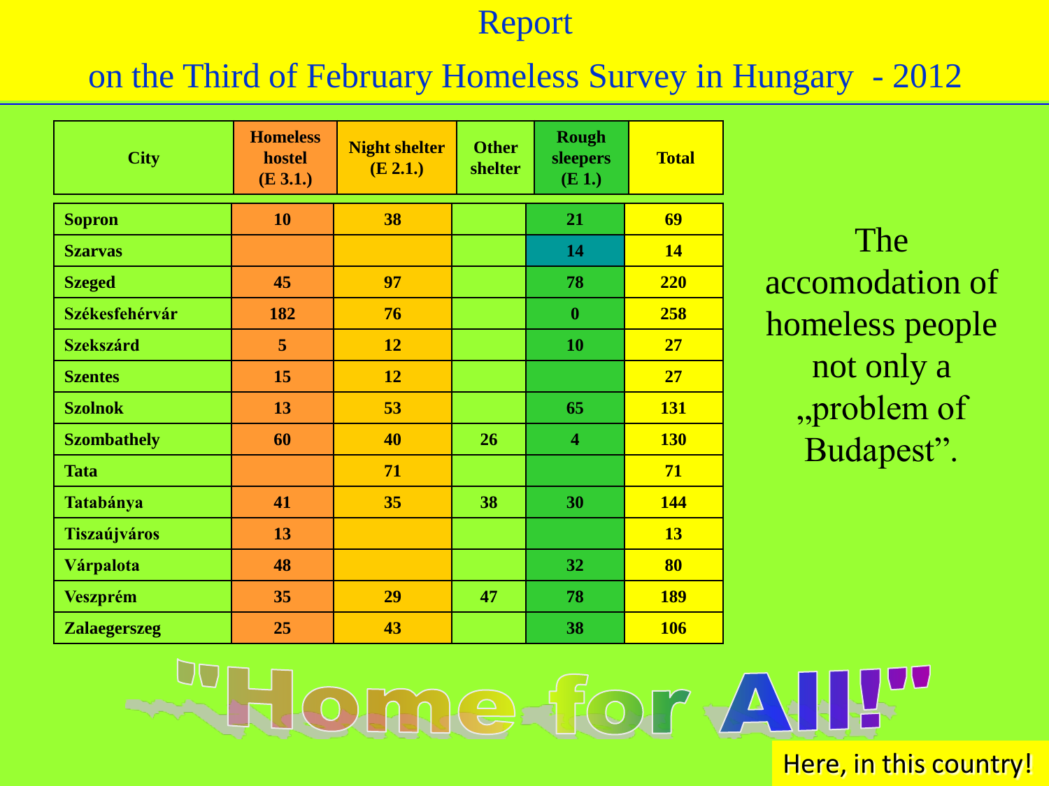# Report

## on the Third of February Homeless Survey in Hungary - 2012

| City | Homeless hostel (E 3.1.) | Night shelter (E 2.1.) | Other shelter | Rough sleepers (E 1.) | Total |
|---|---|---|---|---|---|
| Sopron | 10 | 38 | | 21 | 69 |
| Szarvas | | | | 14 | 14 |
| Szeged | 45 | 97 | | 78 | 220 |
| Székesfehérvár | 182 | 76 | | 0 | 258 |
| Szekszárd | 5 | 12 | | 10 | 27 |
| Szentes | 15 | 12 | | | 27 |
| Szolnok | 13 | 53 | | 65 | 131 |
| Szombathely | 60 | 40 | 26 | 4 | 130 |
| Tata | | 71 | | | 71 |
| Tatabánya | 41 | 35 | 38 | 30 | 144 |
| Tiszaújváros | 13 | | | | 13 |
| Várpalota | 48 | | | 32 | 80 |
| Veszprém | 35 | 29 | 47 | 78 | 189 |
| Zalaegerszeg | 25 | 43 | | 38 | 106 |

The accomodation of homeless people not only a „problem of Budapest".

"Home for All!"

Here, in this country!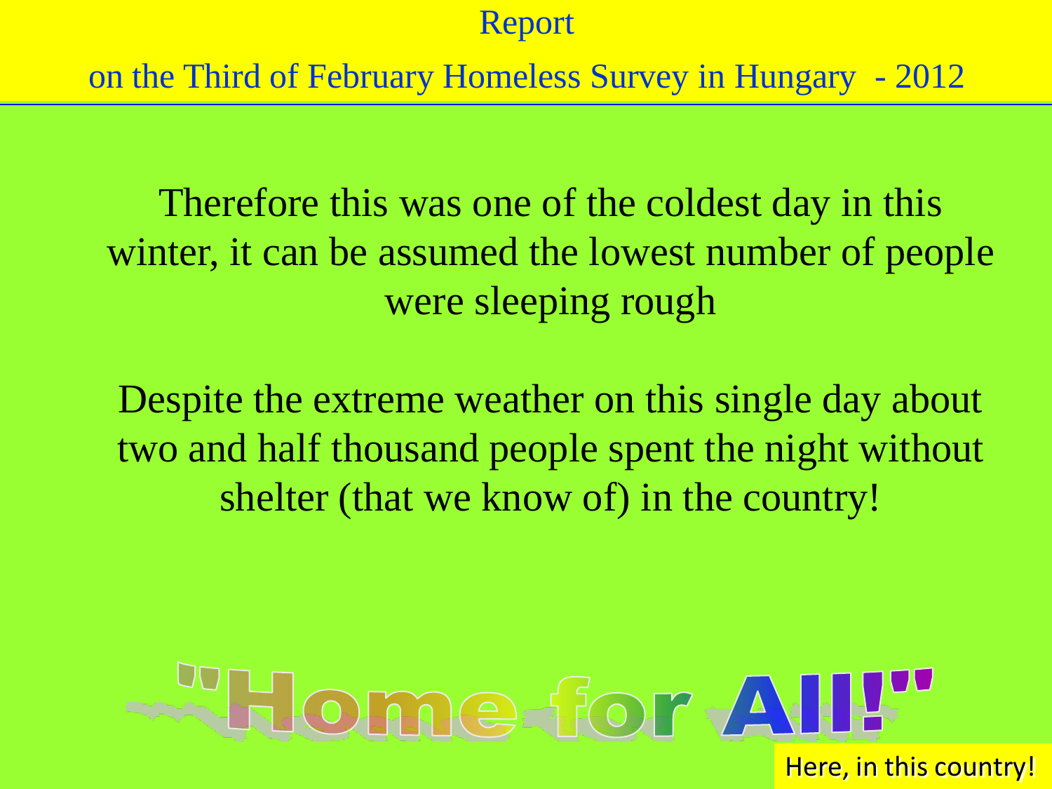Therefore this was one of the coldest day in this winter, it can be assumed the lowest number of people were sleeping rough

Despite the extreme weather on this single day about two and half thousand people spent the night without shelter (that we know of) in the country!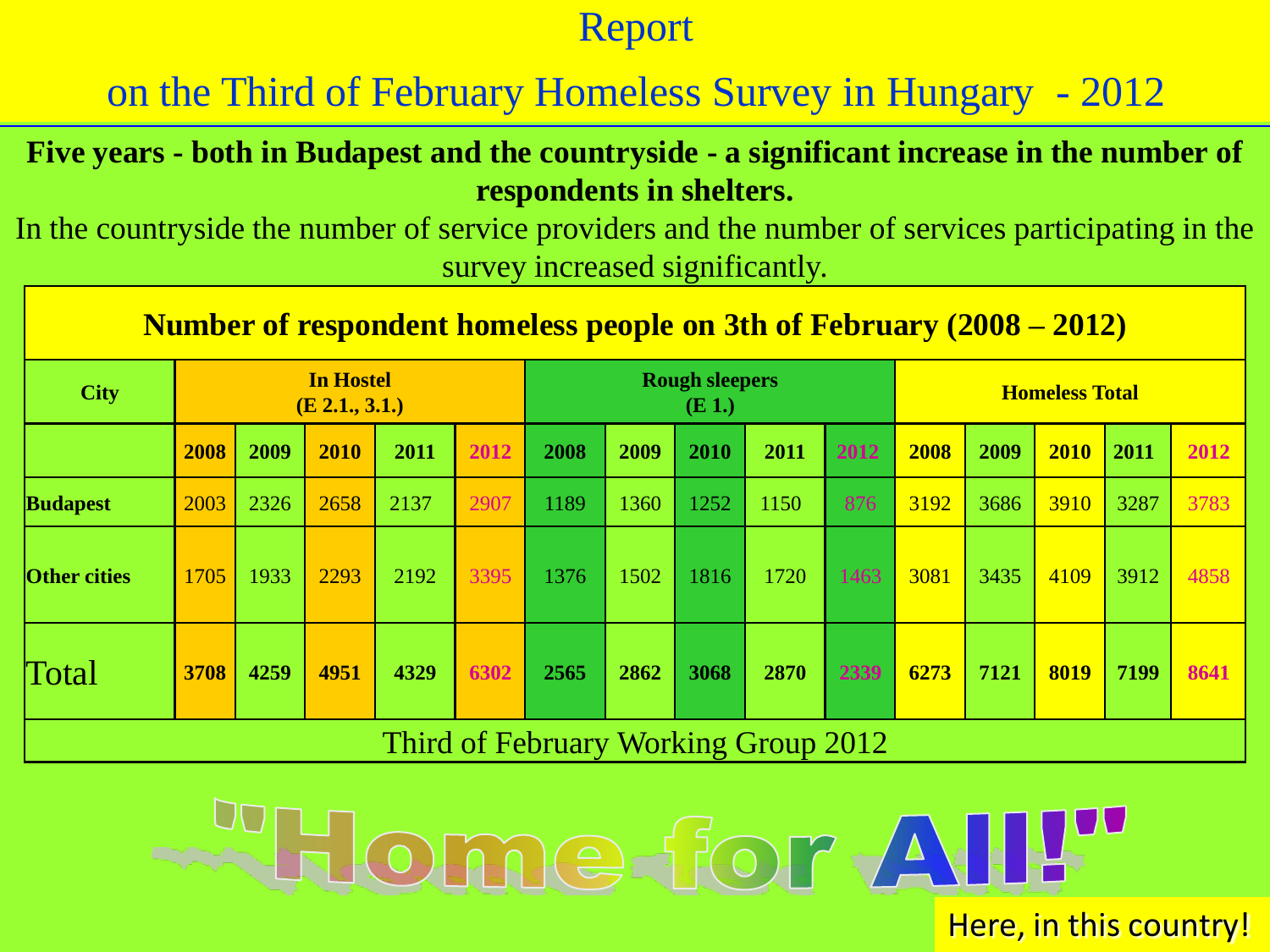# Report

## on the Third of February Homeless Survey in Hungary - 2012

**Five years - both in Budapest and the countryside - a significant increase in the number of respondents in shelters.**

In the countryside the number of service providers and the number of services participating in the survey increased significantly.

**Number of respondent homeless people on 3th of February (2008 – 2012)**

| City | In Hostel (E 2.1., 3.1.) | | | | | Rough sleepers (E 1.) | | | | | Homeless Total | | | | |
|---|---|---|---|---|---|---|---|---|---|---|---|---|---|---|---|
| | **2008** | **2009** | **2010** | **2011** | **2012** | **2008** | **2009** | **2010** | **2011** | **2012** | **2008** | **2009** | **2010** | **2011** | **2012** |
| **Budapest** | 2003 | 2326 | 2658 | 2137 | 2907 | 1189 | 1360 | 1252 | 1150 | 876 | 3192 | 3686 | 3910 | 3287 | 3783 |
| **Other cities** | 1705 | 1933 | 2293 | 2192 | 3395 | 1376 | 1502 | 1816 | 1720 | 1463 | 3081 | 3435 | 4109 | 3912 | 4858 |
| Total | **3708** | **4259** | **4951** | **4329** | **6302** | **2565** | **2862** | **3068** | **2870** | **2339** | **6273** | **7121** | **8019** | **7199** | **8641** |

Third of February Working Group 2012

"Home for All!"

Here, in this country!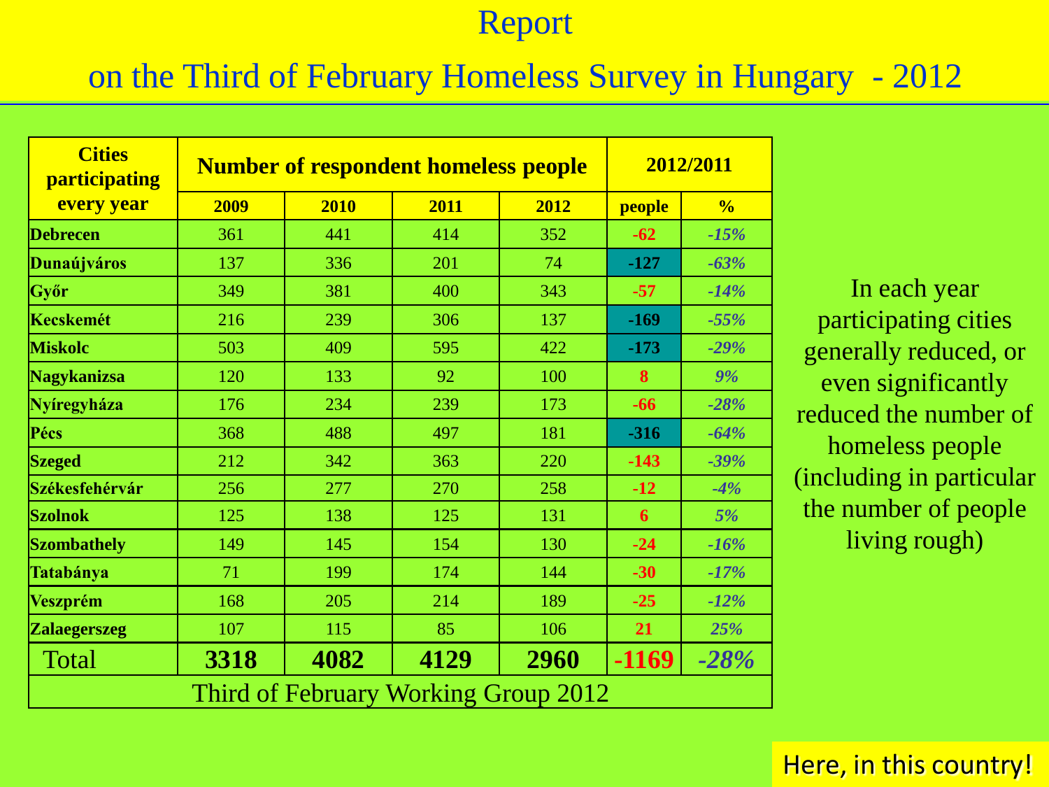# Report

## on the Third of February Homeless Survey in Hungary - 2012

| Cities participating every year | Number of respondent homeless people | | | | 2012/2011 | |
|---|---|---|---|---|---|---|
| | 2009 | 2010 | 2011 | 2012 | people | % |
| **Debrecen** | 361 | 441 | 414 | 352 | -62 | -15% |
| **Dunaújváros** | 137 | 336 | 201 | 74 | -127 | -63% |
| **Győr** | 349 | 381 | 400 | 343 | -57 | -14% |
| **Kecskemét** | 216 | 239 | 306 | 137 | -169 | -55% |
| **Miskolc** | 503 | 409 | 595 | 422 | -173 | -29% |
| **Nagykanizsa** | 120 | 133 | 92 | 100 | 8 | 9% |
| **Nyíregyháza** | 176 | 234 | 239 | 173 | -66 | -28% |
| **Pécs** | 368 | 488 | 497 | 181 | -316 | -64% |
| **Szeged** | 212 | 342 | 363 | 220 | -143 | -39% |
| **Székesfehérvár** | 256 | 277 | 270 | 258 | -12 | -4% |
| **Szolnok** | 125 | 138 | 125 | 131 | 6 | 5% |
| **Szombathely** | 149 | 145 | 154 | 130 | -24 | -16% |
| **Tatabánya** | 71 | 199 | 174 | 144 | -30 | -17% |
| **Veszprém** | 168 | 205 | 214 | 189 | -25 | -12% |
| **Zalaegerszeg** | 107 | 115 | 85 | 106 | 21 | 25% |
| Total | **3318** | **4082** | **4129** | **2960** | **-1169** | **-28%** |

Third of February Working Group 2012

In each year participating cities generally reduced, or even significantly reduced the number of homeless people (including in particular the number of people living rough)

Here, in this country!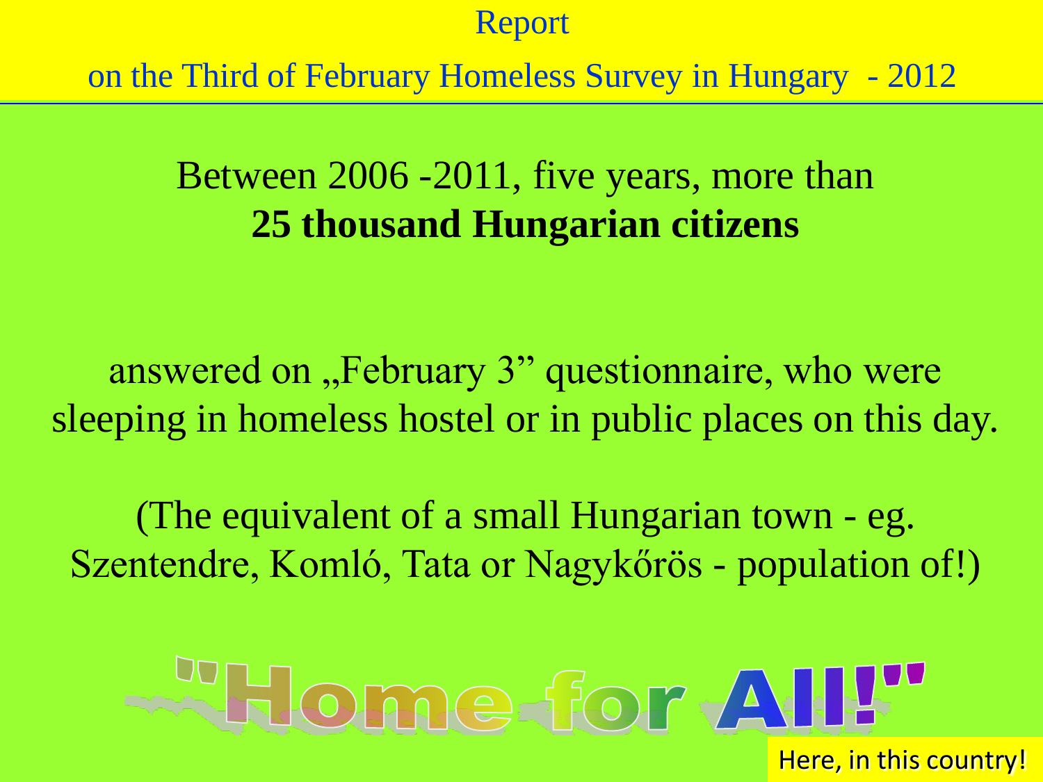Report

on the Third of February Homeless Survey in Hungary - 2012

Between 2006 -2011, five years, more than
**25 thousand Hungarian citizens**

answered on „February 3” questionnaire, who were sleeping in homeless hostel or in public places on this day.

(The equivalent of a small Hungarian town - eg. Szentendre, Komló, Tata or Nagykőrös - population of!)

"Home for All!"

Here, in this country!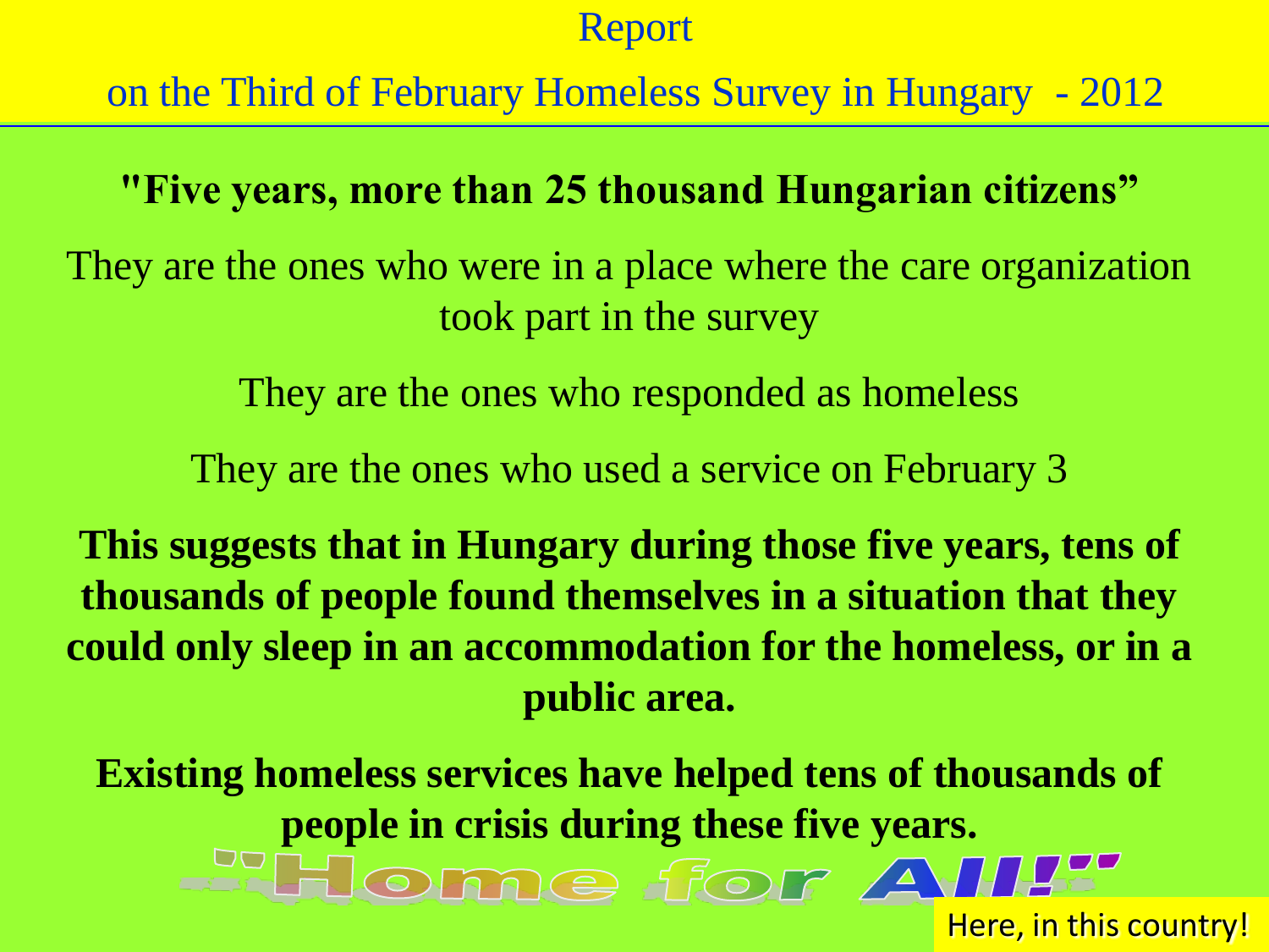Report

on the Third of February Homeless Survey in Hungary - 2012

**"Five years, more than 25 thousand Hungarian citizens"**

They are the ones who were in a place where the care organization took part in the survey

They are the ones who responded as homeless

They are the ones who used a service on February 3

**This suggests that in Hungary during those five years, tens of thousands of people found themselves in a situation that they could only sleep in an accommodation for the homeless, or in a public area.**

**Existing homeless services have helped tens of thousands of people in crisis during these five years.**

"Home for All!"

Here, in this country!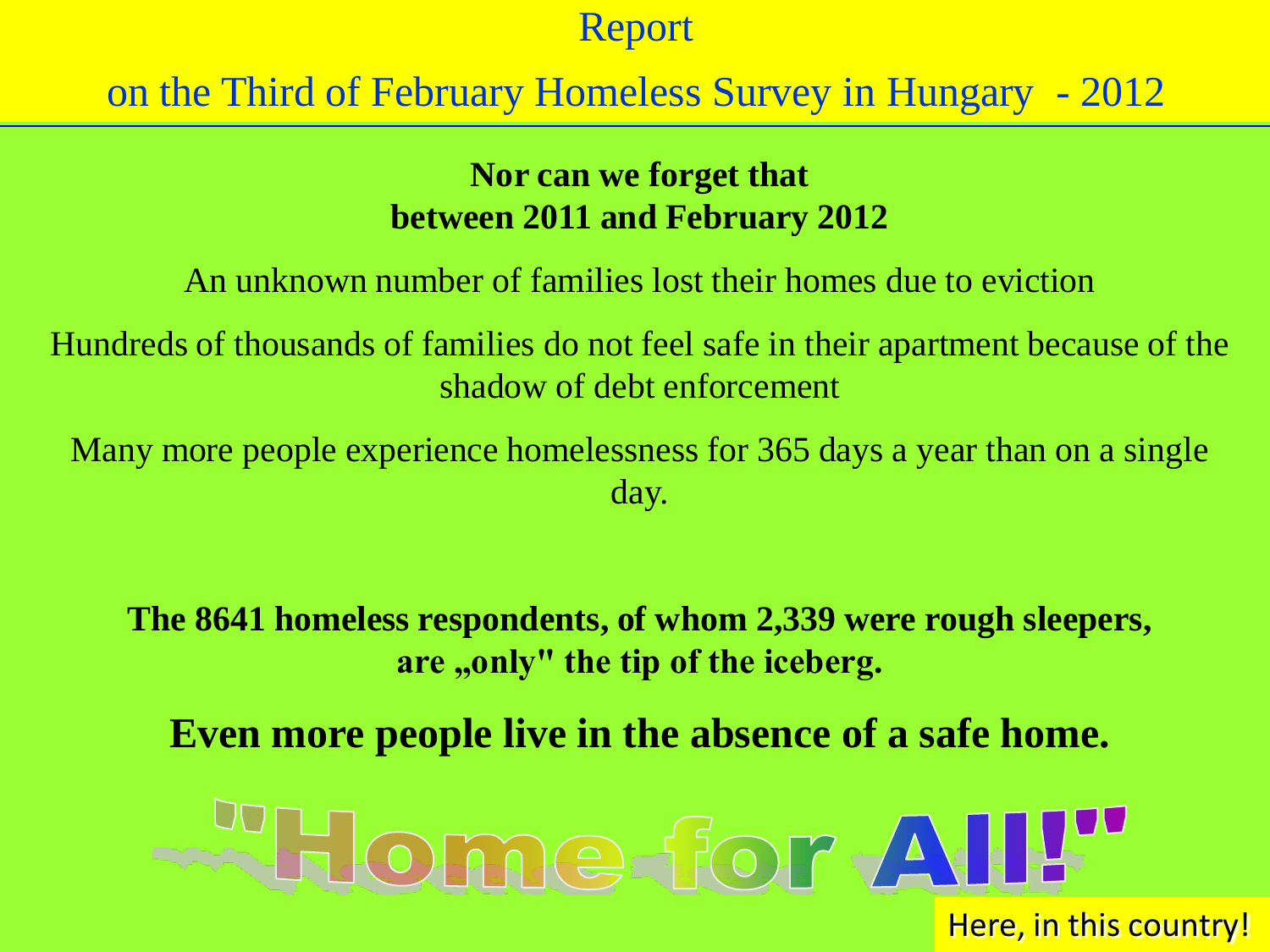# Report

## on the Third of February Homeless Survey in Hungary - 2012

**Nor can we forget that between 2011 and February 2012**

An unknown number of families lost their homes due to eviction

Hundreds of thousands of families do not feel safe in their apartment because of the shadow of debt enforcement

Many more people experience homelessness for 365 days a year than on a single day.

**The 8641 homeless respondents, of whom 2,339 were rough sleepers, are „only" the tip of the iceberg.**

**Even more people live in the absence of a safe home.**

"Home for All!"

Here, in this country!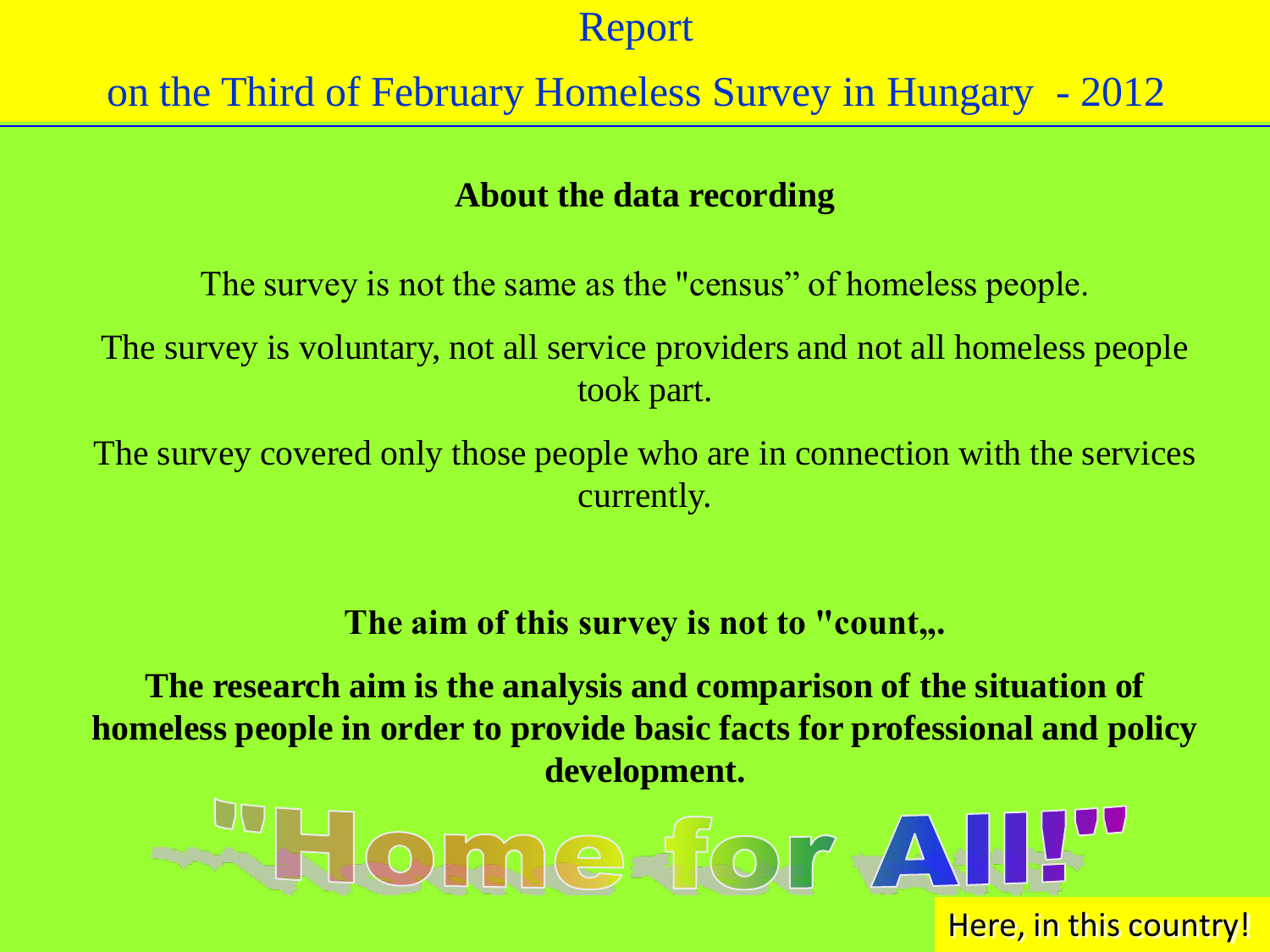# Report

## on the Third of February Homeless Survey in Hungary - 2012

### About the data recording

The survey is not the same as the "census” of homeless people.

The survey is voluntary, not all service providers and not all homeless people took part.

The survey covered only those people who are in connection with the services currently.

**The aim of this survey is not to "count„.**

**The research aim is the analysis and comparison of the situation of homeless people in order to provide basic facts for professional and policy development.**

"Home for All!"

Here, in this country!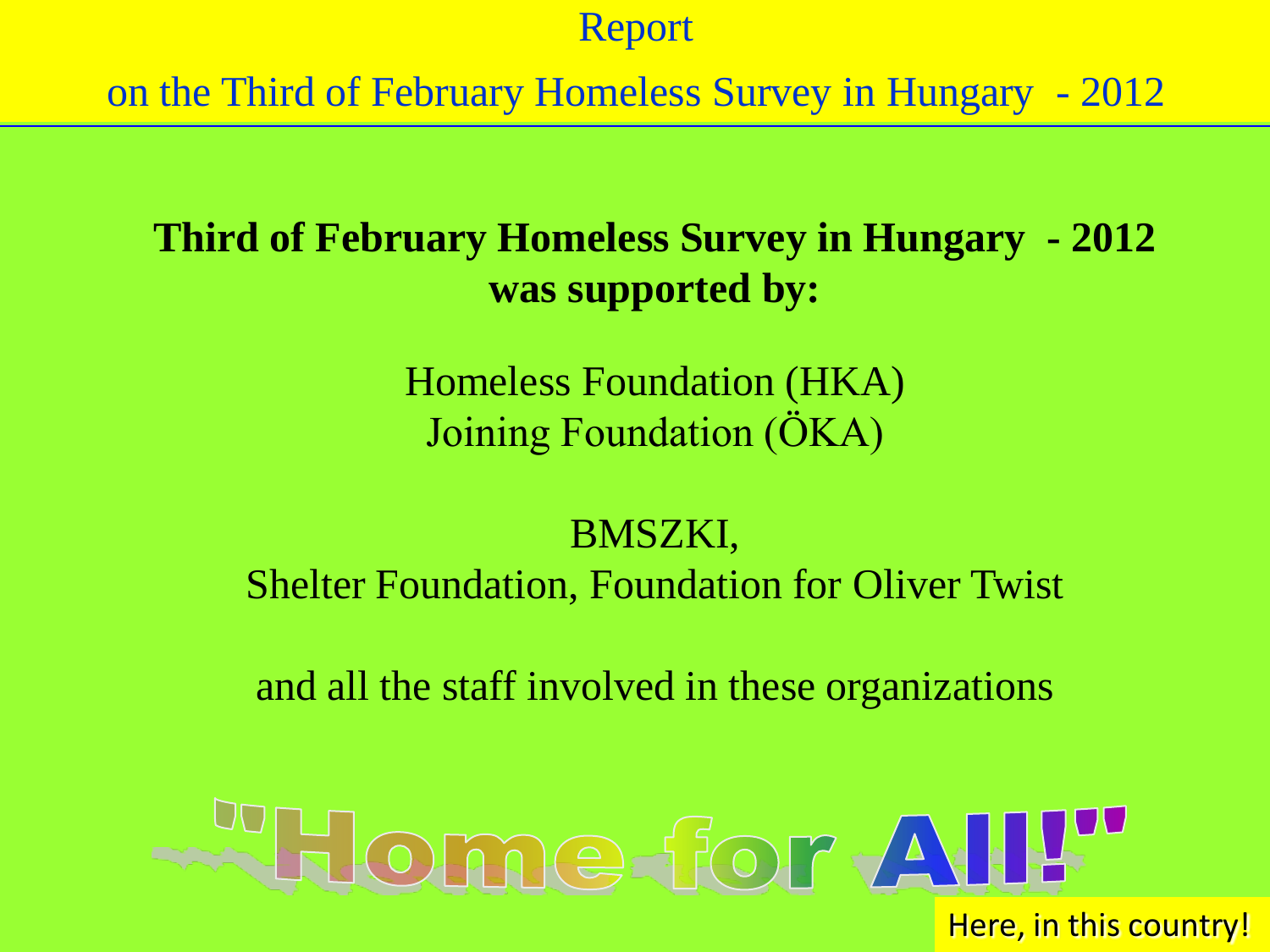Report

on the Third of February Homeless Survey in Hungary - 2012

**Third of February Homeless Survey in Hungary - 2012 was supported by:**

Homeless Foundation (HKA)
Joining Foundation (ÖKA)

BMSZKI,
Shelter Foundation, Foundation for Oliver Twist

and all the staff involved in these organizations

"Home for All!"

Here, in this country!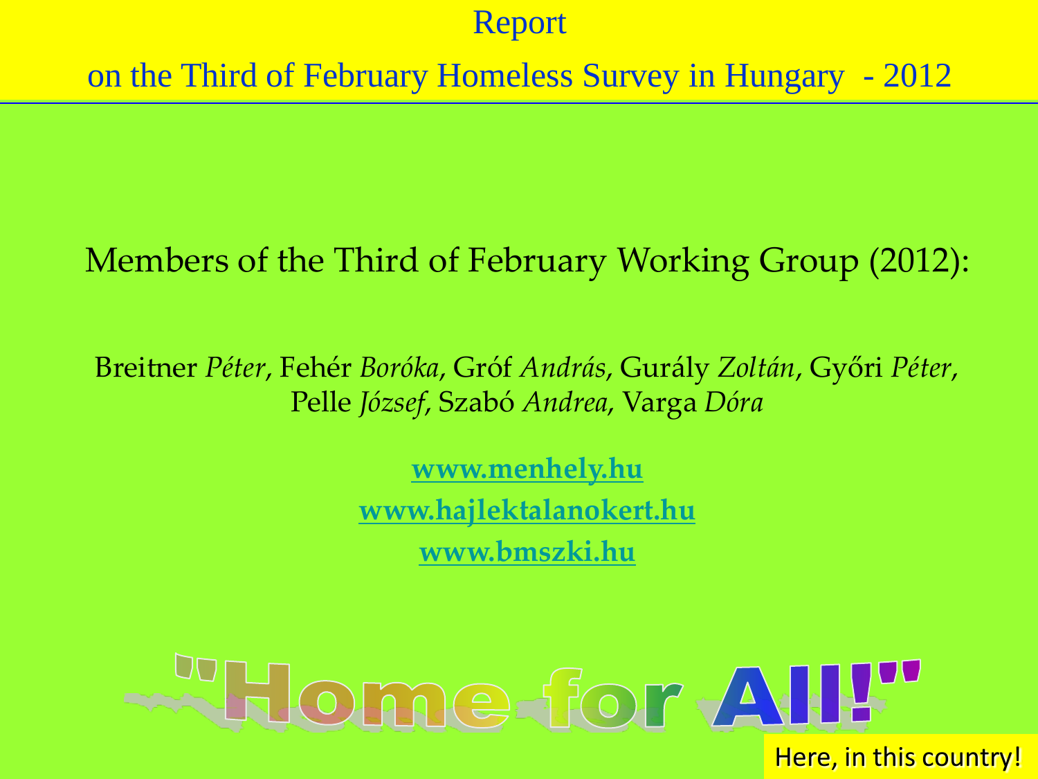Report

on the Third of February Homeless Survey in Hungary - 2012

Members of the Third of February Working Group (2012):

Breitner *Péter*, Fehér *Boróka*, Gróf *András*, Gurály *Zoltán*, Győri *Péter*, Pelle *József*, Szabó *Andrea*, Varga *Dóra*

**www.menhely.hu**

**www.hajlektalanokert.hu**

**www.bmszki.hu**

"Home for All!"

Here, in this country!